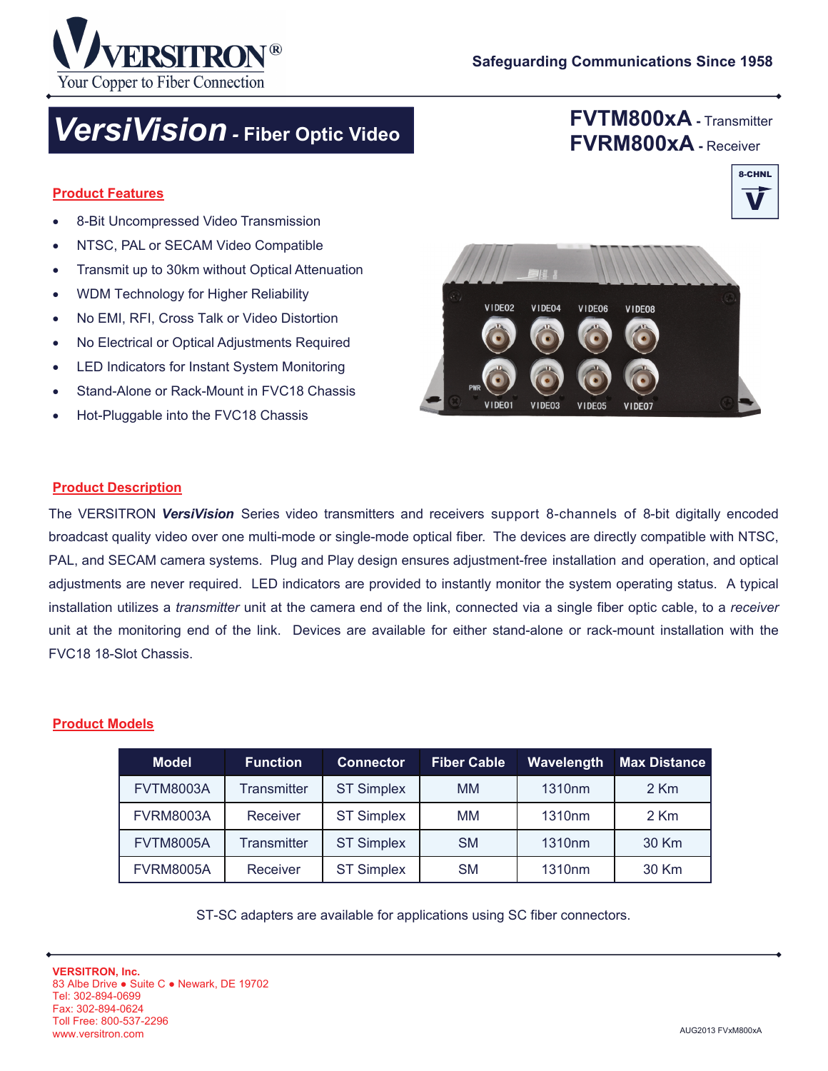VERSITRON®
Your Copper to Fiber Connection

Safeguarding Communications Since 1958

# *VersiVision* - Fiber Optic Video

**FVTM800xA** - Transmitter
**FVRM800xA** - Receiver

8-CHNL

## Product Features

- 8-Bit Uncompressed Video Transmission
- NTSC, PAL or SECAM Video Compatible
- Transmit up to 30km without Optical Attenuation
- WDM Technology for Higher Reliability
- No EMI, RFI, Cross Talk or Video Distortion
- No Electrical or Optical Adjustments Required
- LED Indicators for Instant System Monitoring
- Stand-Alone or Rack-Mount in FVC18 Chassis
- Hot-Pluggable into the FVC18 Chassis

## Product Description

The VERSITRON ***VersiVision*** Series video transmitters and receivers support 8-channels of 8-bit digitally encoded broadcast quality video over one multi-mode or single-mode optical fiber. The devices are directly compatible with NTSC, PAL, and SECAM camera systems. Plug and Play design ensures adjustment-free installation and operation, and optical adjustments are never required. LED indicators are provided to instantly monitor the system operating status. A typical installation utilizes a *transmitter* unit at the camera end of the link, connected via a single fiber optic cable, to a *receiver* unit at the monitoring end of the link. Devices are available for either stand-alone or rack-mount installation with the FVC18 18-Slot Chassis.

## Product Models

| Model | Function | Connector | Fiber Cable | Wavelength | Max Distance |
|---|---|---|---|---|---|
| FVTM8003A | Transmitter | ST Simplex | MM | 1310nm | 2 Km |
| FVRM8003A | Receiver | ST Simplex | MM | 1310nm | 2 Km |
| FVTM8005A | Transmitter | ST Simplex | SM | 1310nm | 30 Km |
| FVRM8005A | Receiver | ST Simplex | SM | 1310nm | 30 Km |

ST-SC adapters are available for applications using SC fiber connectors.

**VERSITRON, Inc.**
83 Albe Drive ● Suite C ● Newark, DE 19702
Tel: 302-894-0699
Fax: 302-894-0624
Toll Free: 800-537-2296
www.versitron.com

AUG2013 FVxM800xA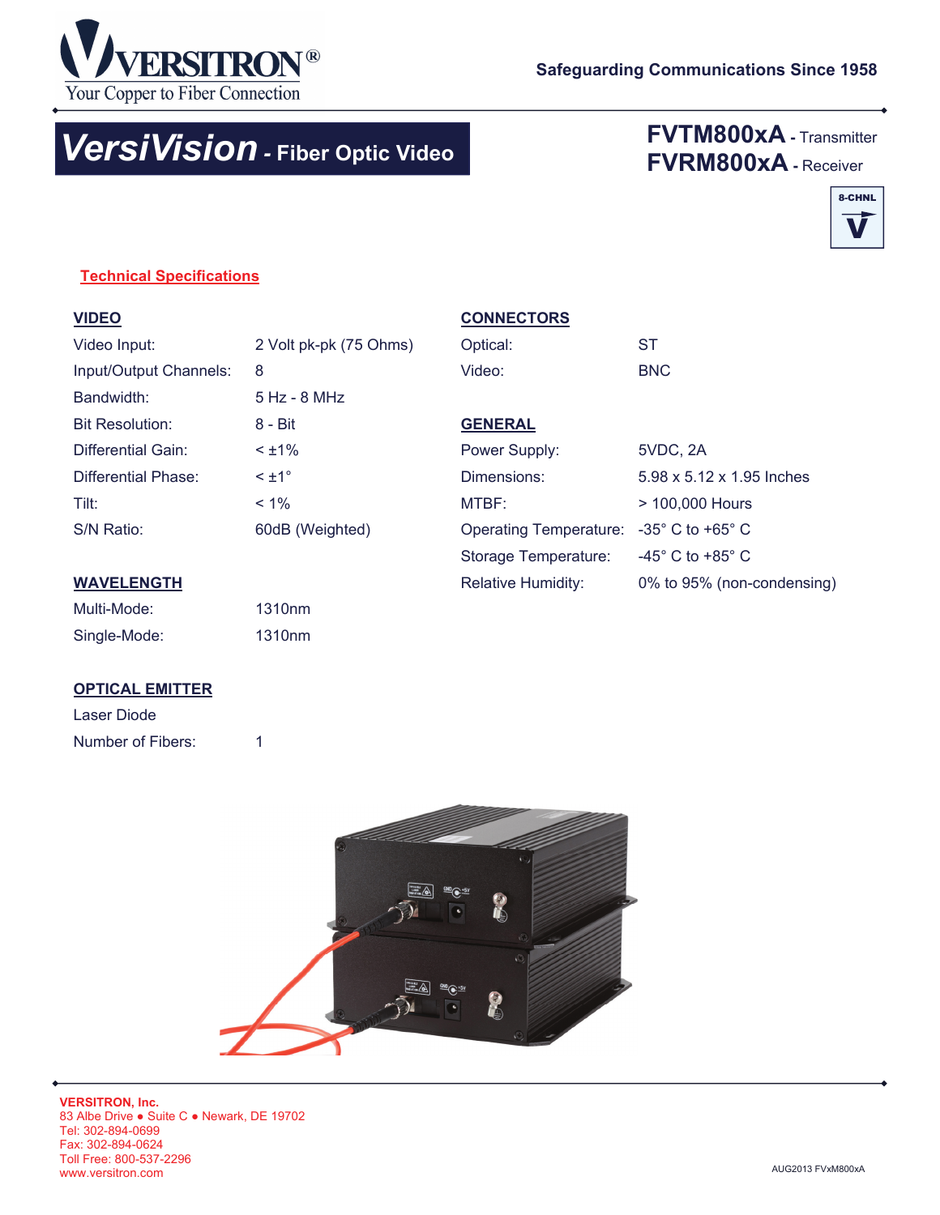**VERSITRON®**
Your Copper to Fiber Connection

**Safeguarding Communications Since 1958**

# VersiVision - Fiber Optic Video

**FVTM800xA** - Transmitter
**FVRM800xA** - Receiver

8-CHNL V

## Technical Specifications

### VIDEO

| | |
|---|---|
| Video Input: | 2 Volt pk-pk (75 Ohms) |
| Input/Output Channels: | 8 |
| Bandwidth: | 5 Hz - 8 MHz |
| Bit Resolution: | 8 - Bit |
| Differential Gain: | < ±1% |
| Differential Phase: | < ±1° |
| Tilt: | < 1% |
| S/N Ratio: | 60dB (Weighted) |

### WAVELENGTH

| | |
|---|---|
| Multi-Mode: | 1310nm |
| Single-Mode: | 1310nm |

### OPTICAL EMITTER

Laser Diode

| | |
|---|---|
| Number of Fibers: | 1 |

### CONNECTORS

| | |
|---|---|
| Optical: | ST |
| Video: | BNC |

### GENERAL

| | |
|---|---|
| Power Supply: | 5VDC, 2A |
| Dimensions: | 5.98 x 5.12 x 1.95 Inches |
| MTBF: | > 100,000 Hours |
| Operating Temperature: | -35° C to +65° C |
| Storage Temperature: | -45° C to +85° C |
| Relative Humidity: | 0% to 95% (non-condensing) |

**VERSITRON, Inc.**
83 Albe Drive ● Suite C ● Newark, DE 19702
Tel: 302-894-0699
Fax: 302-894-0624
Toll Free: 800-537-2296
www.versitron.com

AUG2013 FVxM800xA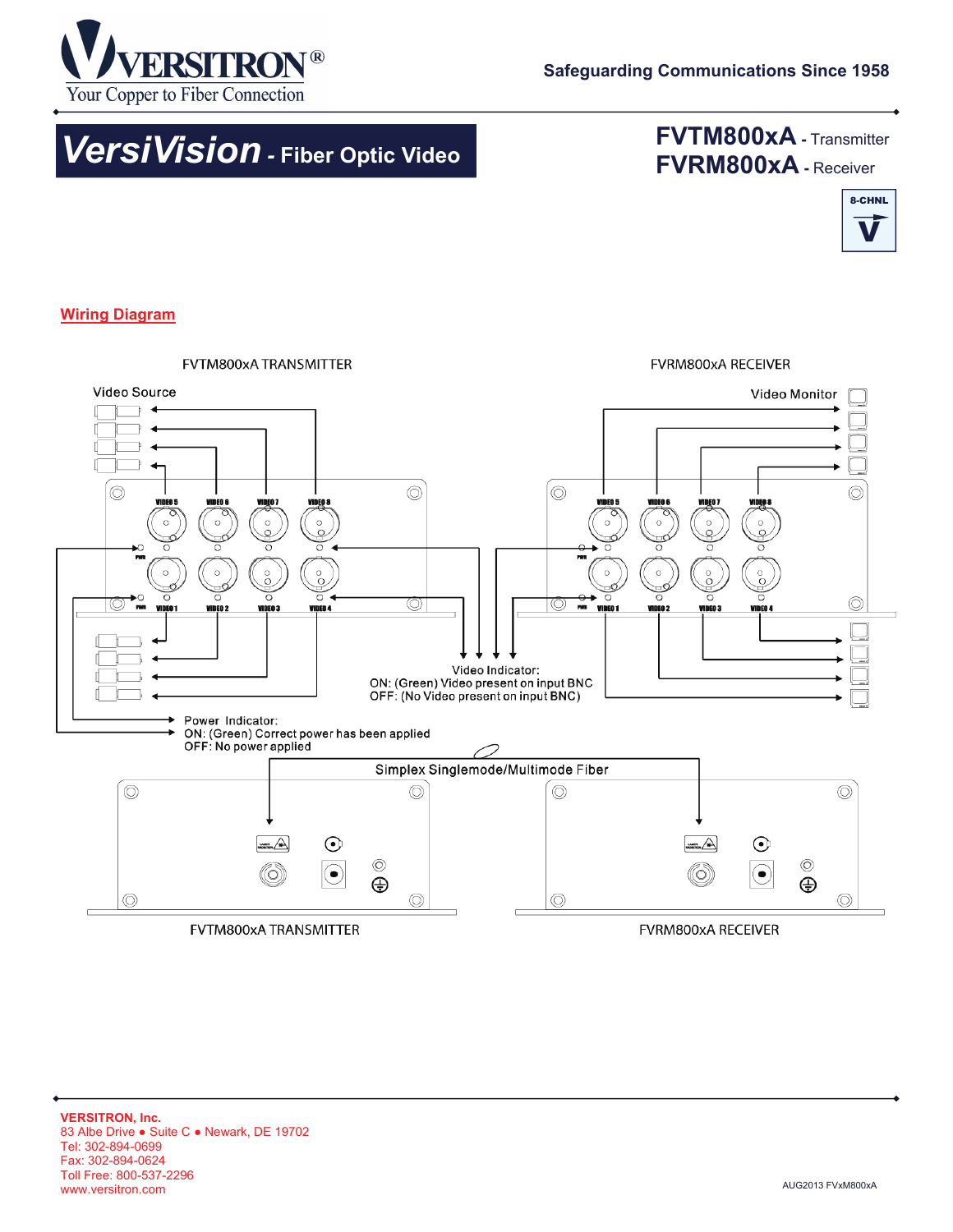# VersiVision - Fiber Optic Video

**FVTM800xA** - Transmitter
**FVRM800xA** - Receiver

8-CHNL

## Wiring Diagram

FVTM800xA TRANSMITTER

FVRM800xA RECEIVER

Video Source

Video Monitor

VIDEO 5 VIDEO 6 VIDEO 7 VIDEO 8

PWR VIDEO 1 VIDEO 2 VIDEO 3 VIDEO 4

Video Indicator:
ON: (Green) Video present on input BNC
OFF: (No Video present on input BNC)

Power Indicator:
ON: (Green) Correct power has been applied
OFF: No power applied

Simplex Singlemode/Multimode Fiber

FVTM800xA TRANSMITTER

FVRM800xA RECEIVER

**VERSITRON, Inc.**
83 Albe Drive • Suite C • Newark, DE 19702
Tel: 302-894-0699
Fax: 302-894-0624
Toll Free: 800-537-2296
www.versitron.com

AUG2013 FVxM800xA